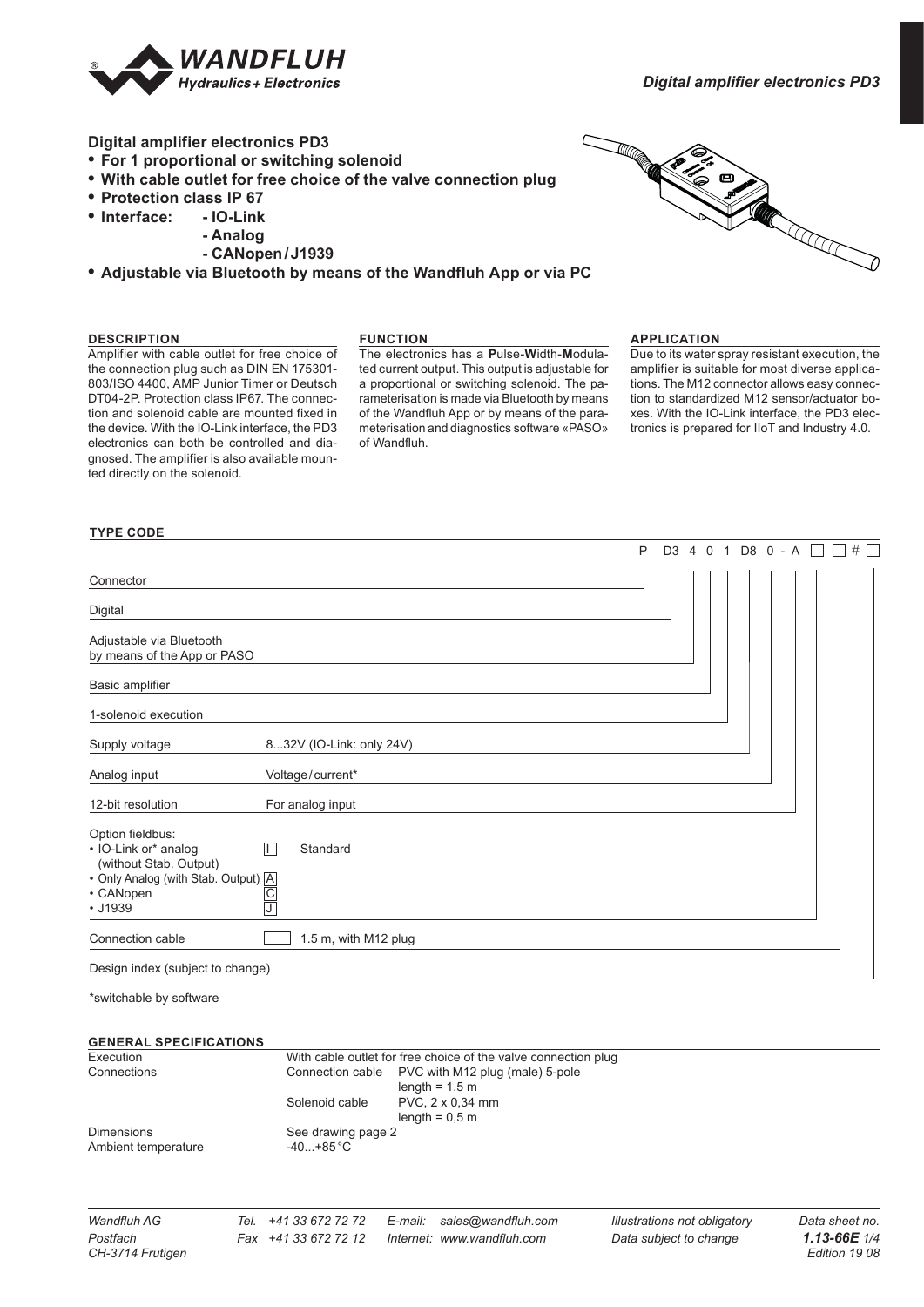#### Digital amplifier electronics PD3

- For 1 proportional or switching solenoid
- With cable outlet for free choice of the valve connection plug
- Protection class IP 67
- Interface:
  - IO-Link
  - Analog
  - CANopen / J1939
- Adjustable via Bluetooth by means of the Wandfluh App or via PC

## DESCRIPTION

Amplifier with cable outlet for free choice of the connection plug such as DIN EN 175301-803/ISO 4400, AMP Junior Timer or Deutsch DT04-2P. Protection class IP67. The connection and solenoid cable are mounted fixed in the device. With the IO-Link interface, the PD3 electronics can both be controlled and diagnosed. The amplifier is also available mounted directly on the solenoid.

## FUNCTION

The electronics has a **P**ulse-**W**idth-**M**odulated current output. This output is adjustable for a proportional or switching solenoid. The parameterisation is made via Bluetooth by means of the Wandfluh App or by means of the parameterisation and diagnostics software «PASO» of Wandfluh.

## APPLICATION

Due to its water spray resistant execution, the amplifier is suitable for most diverse applications. The M12 connector allows easy connection to standardized M12 sensor/actuator boxes. With the IO-Link interface, the PD3 electronics is prepared for IIoT and Industry 4.0.

## TYPE CODE

P D3 4 0 1 D8 0 - A ☐ ☐ # ☐

| Position | Description | Code |
|---|---|---|
| Connector | | P |
| Digital | | D3 |
| Adjustable via Bluetooth by means of the App or PASO | | 4 |
| Basic amplifier | | 0 |
| 1-solenoid execution | | 1 |
| Supply voltage | 8...32V (IO-Link: only 24V) | D8 |
| Analog input | Voltage / current* | 0 |
| 12-bit resolution | For analog input | A |
| Option fieldbus: | | |
| • IO-Link or* analog (without Stab. Output) | Standard | I |
| • Only Analog (with Stab. Output) | | A |
| • CANopen | | C |
| • J1939 | | J |
| Connection cable | 1.5 m, with M12 plug | (blank) |
| Design index (subject to change) | | # |

*switchable by software

## GENERAL SPECIFICATIONS

| | | |
|---|---|---|
| Execution | With cable outlet for free choice of the valve connection plug | |
| Connections | Connection cable | PVC with M12 plug (male) 5-pole<br>length = 1.5 m |
| | Solenoid cable | PVC, 2 x 0,34 mm<br>length = 0,5 m |
| Dimensions | See drawing page 2 | |
| Ambient temperature | -40...+85 °C | |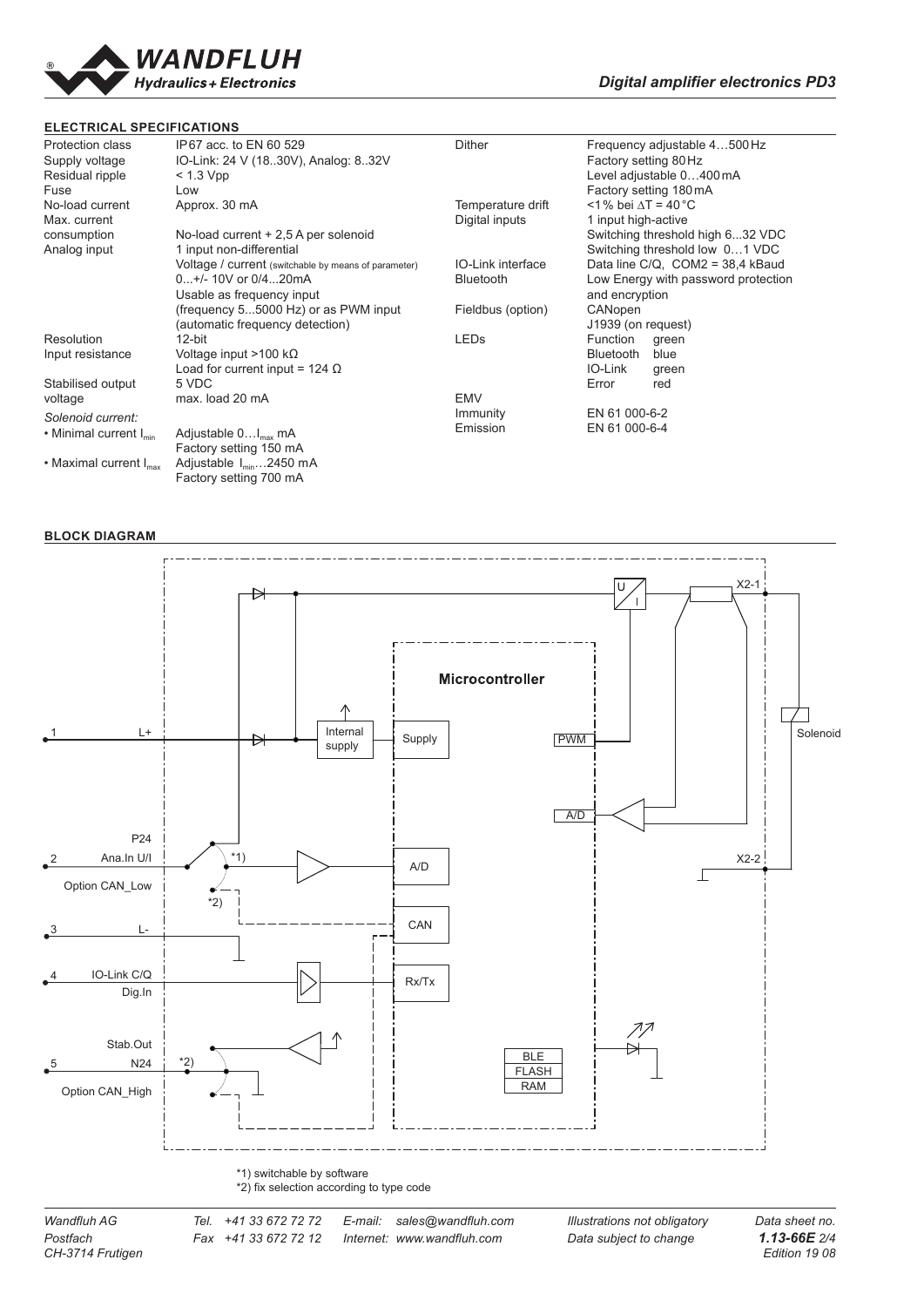## ELECTRICAL SPECIFICATIONS

| | |
|---|---|
| Protection class | IP67 acc. to EN 60 529 |
| Supply voltage | IO-Link: 24 V (18..30V), Analog: 8..32V |
| Residual ripple | < 1.3 Vpp |
| Fuse | Low |
| No-load current | Approx. 30 mA |
| Max. current consumption | No-load current + 2,5 A per solenoid |
| Analog input | 1 input non-differential<br>Voltage / current (switchable by means of parameter)<br>0...+/- 10V or 0/4...20mA<br>Usable as frequency input<br>(frequency 5...5000 Hz) or as PWM input<br>(automatic frequency detection) |
| Resolution | 12-bit |
| Input resistance | Voltage input >100 kΩ<br>Load for current input = 124 Ω |
| Stabilised output voltage | 5 VDC<br>max. load 20 mA |
| *Solenoid current:* | |
| • Minimal current $I_{min}$ | Adjustable 0…$I_{max}$ mA<br>Factory setting 150 mA |
| • Maximal current $I_{max}$ | Adjustable $I_{min}$…2450 mA<br>Factory setting 700 mA |
| Dither | Frequency adjustable 4…500 Hz<br>Factory setting 80 Hz<br>Level adjustable 0…400 mA<br>Factory setting 180 mA |
| Temperature drift | <1% bei ΔT = 40 °C |
| Digital inputs | 1 input high-active<br>Switching threshold high 6...32 VDC<br>Switching threshold low 0…1 VDC |
| IO-Link interface | Data line C/Q, COM2 = 38,4 kBaud |
| Bluetooth | Low Energy with password protection and encryption |
| Fieldbus (option) | CANopen<br>J1939 (on request) |
| LEDs | Function green<br>Bluetooth blue<br>IO-Link green<br>Error red |
| EMV | |
| Immunity | EN 61 000-6-2 |
| Emission | EN 61 000-6-4 |

## BLOCK DIAGRAM

Pins: 1 L+; 2 P24 / Ana.In U/I / Option CAN_Low; 3 L-; 4 IO-Link C/Q / Dig.In; 5 Stab.Out / N24 / Option CAN_High

Internal supply, Microcontroller (Supply, A/D, CAN, Rx/Tx, PWM, A/D, BLE, FLASH, RAM), U/I, X2-1, X2-2, Solenoid

*1) switchable by software

*2) fix selection according to type code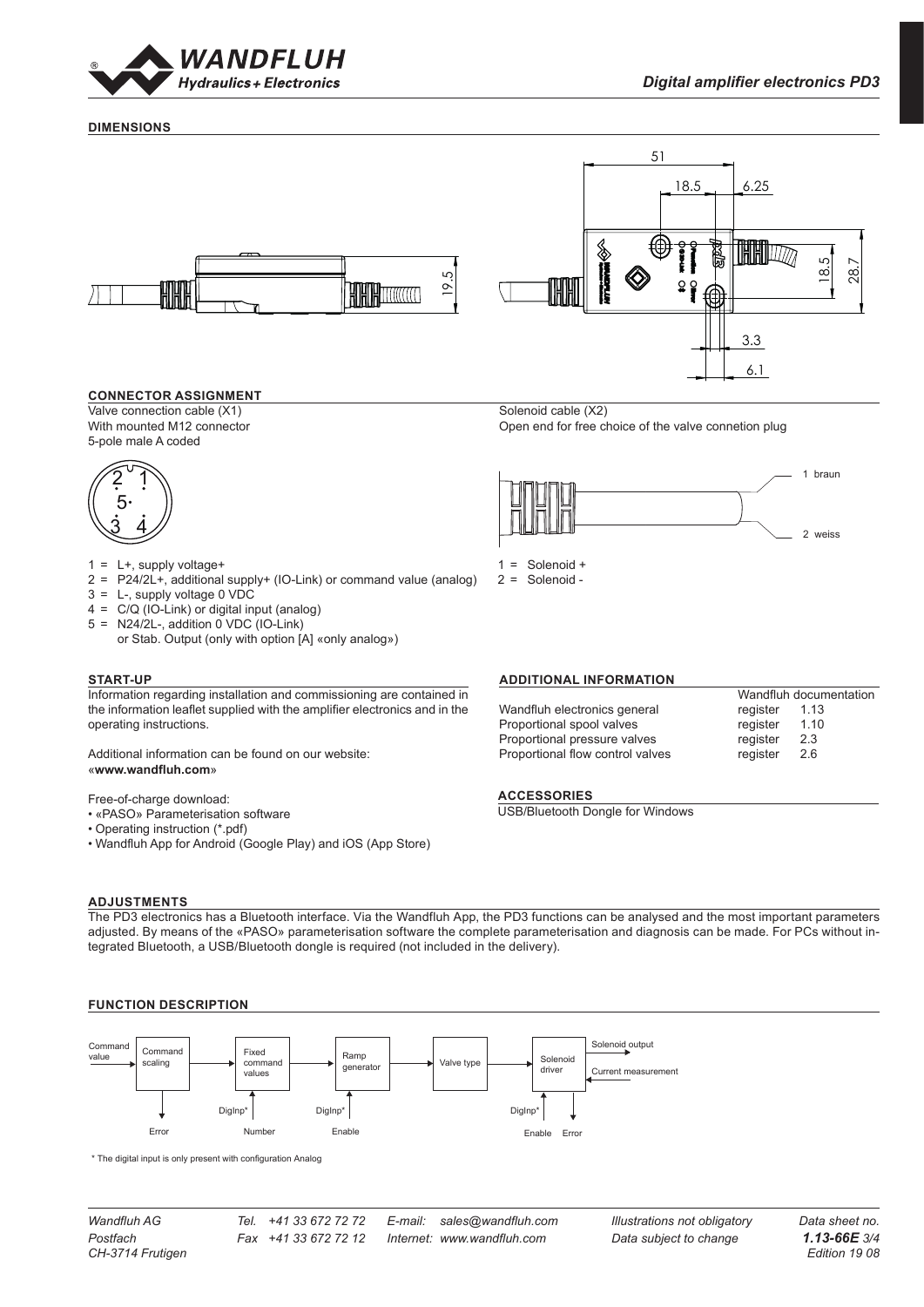## DIMENSIONS

## CONNECTOR ASSIGNMENT

Valve connection cable (X1)
With mounted M12 connector
5-pole male A coded

1 = L+, supply voltage+
2 = P24/2L+, additional supply+ (IO-Link) or command value (analog)
3 = L-, supply voltage 0 VDC
4 = C/Q (IO-Link) or digital input (analog)
5 = N24/2L-, addition 0 VDC (IO-Link)
or Stab. Output (only with option [A] «only analog»)

Solenoid cable (X2)
Open end for free choice of the valve connetion plug

1 = Solenoid +
2 = Solenoid -

## START-UP

Information regarding installation and commissioning are contained in the information leaflet supplied with the amplifier electronics and in the operating instructions.

Additional information can be found on our website:
«**www.wandfluh.com**»

Free-of-charge download:

- «PASO» Parameterisation software
- Operating instruction (*.pdf)
- Wandfluh App for Android (Google Play) and iOS (App Store)

## ADDITIONAL INFORMATION

| | Wandfluh documentation |
|---|---|
| Wandfluh electronics general | register 1.13 |
| Proportional spool valves | register 1.10 |
| Proportional pressure valves | register 2.3 |
| Proportional flow control valves | register 2.6 |

## ACCESSORIES

USB/Bluetooth Dongle for Windows

## ADJUSTMENTS

The PD3 electronics has a Bluetooth interface. Via the Wandfluh App, the PD3 functions can be analysed and the most important parameters adjusted. By means of the «PASO» parameterisation software the complete parameterisation and diagnosis can be made. For PCs without integrated Bluetooth, a USB/Bluetooth dongle is required (not included in the delivery).

## FUNCTION DESCRIPTION

Command value → Command scaling → Fixed command values → Ramp generator → Valve type → Solenoid driver → Solenoid output

* The digital input is only present with configuration Analog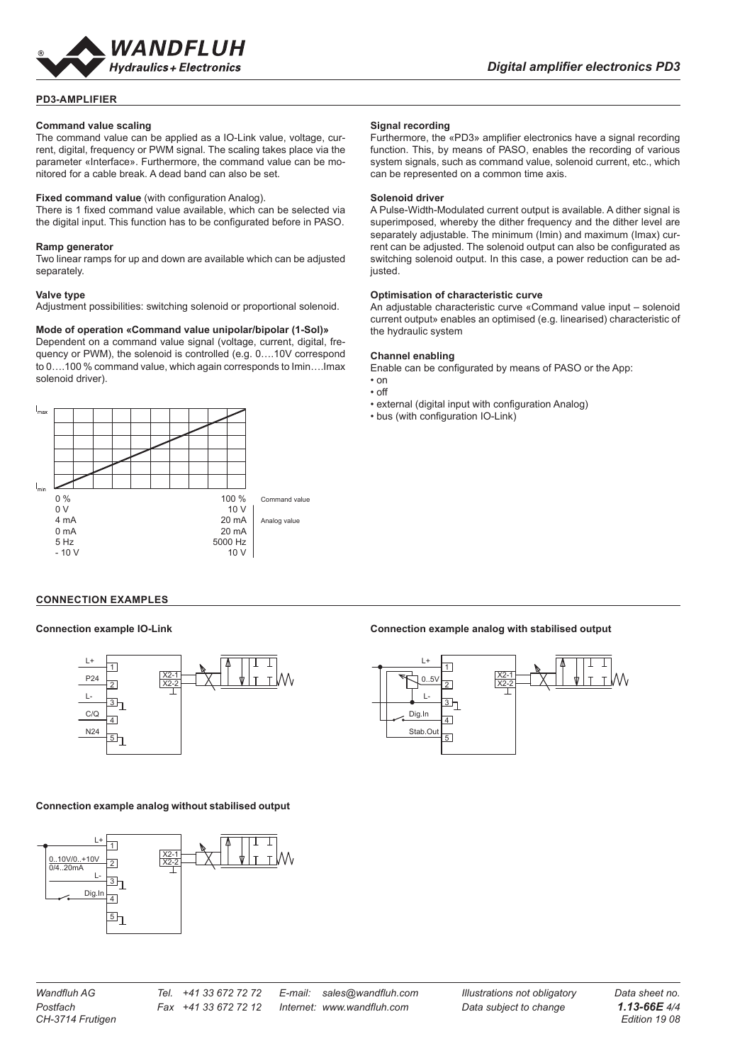## PD3-AMPLIFIER

**Command value scaling**
The command value can be applied as a IO-Link value, voltage, current, digital, frequency or PWM signal. The scaling takes place via the parameter «Interface». Furthermore, the command value can be monitored for a cable break. A dead band can also be set.

**Fixed command value** (with configuration Analog).
There is 1 fixed command value available, which can be selected via the digital input. This function has to be configurated before in PASO.

**Ramp generator**
Two linear ramps for up and down are available which can be adjusted separately.

**Valve type**
Adjustment possibilities: switching solenoid or proportional solenoid.

**Mode of operation «Command value unipolar/bipolar (1-Sol)»**
Dependent on a command value signal (voltage, current, digital, frequency or PWM), the solenoid is controlled (e.g. 0….10V correspond to 0….100 % command value, which again corresponds to Imin….Imax solenoid driver).

$I_{max}$

$I_{min}$

0 % — 100 % Command value
0 V — 10 V Analog value
4 mA — 20 mA
0 mA — 20 mA
5 Hz — 5000 Hz
- 10 V — 10 V

**Signal recording**
Furthermore, the «PD3» amplifier electronics have a signal recording function. This, by means of PASO, enables the recording of various system signals, such as command value, solenoid current, etc., which can be represented on a common time axis.

**Solenoid driver**
A Pulse-Width-Modulated current output is available. A dither signal is superimposed, whereby the dither frequency and the dither level are separately adjustable. The minimum (Imin) and maximum (Imax) current can be adjusted. The solenoid output can also be configurated as switching solenoid output. In this case, a power reduction can be adjusted.

**Optimisation of characteristic curve**
An adjustable characteristic curve «Command value input – solenoid current output» enables an optimised (e.g. linearised) characteristic of the hydraulic system

**Channel enabling**
Enable can be configurated by means of PASO or the App:
- on
- off
- external (digital input with configuration Analog)
- bus (with configuration IO-Link)

## CONNECTION EXAMPLES

**Connection example IO-Link**

L+ 1
P24 2
L- 3
C/Q 4
N24 5
X2-1
X2-2

**Connection example analog with stabilised output**

L+ 1
0..5V 2
L- 3
Dig.In 4
Stab.Out 5
X2-1
X2-2

**Connection example analog without stabilised output**

L+ 1
0..10V/0..+10V
0/4..20mA 2
L- 3
Dig.In 4
5
X2-1
X2-2

*Wandfluh AG*
*Postfach*
*CH-3714 Frutigen*

*Tel. +41 33 672 72 72*
*Fax +41 33 672 72 12*

*E-mail: sales@wandfluh.com*
*Internet: www.wandfluh.com*

*Illustrations not obligatory*
*Data subject to change*

*Data sheet no.*
***1.13-66E***
*Edition 19 08*